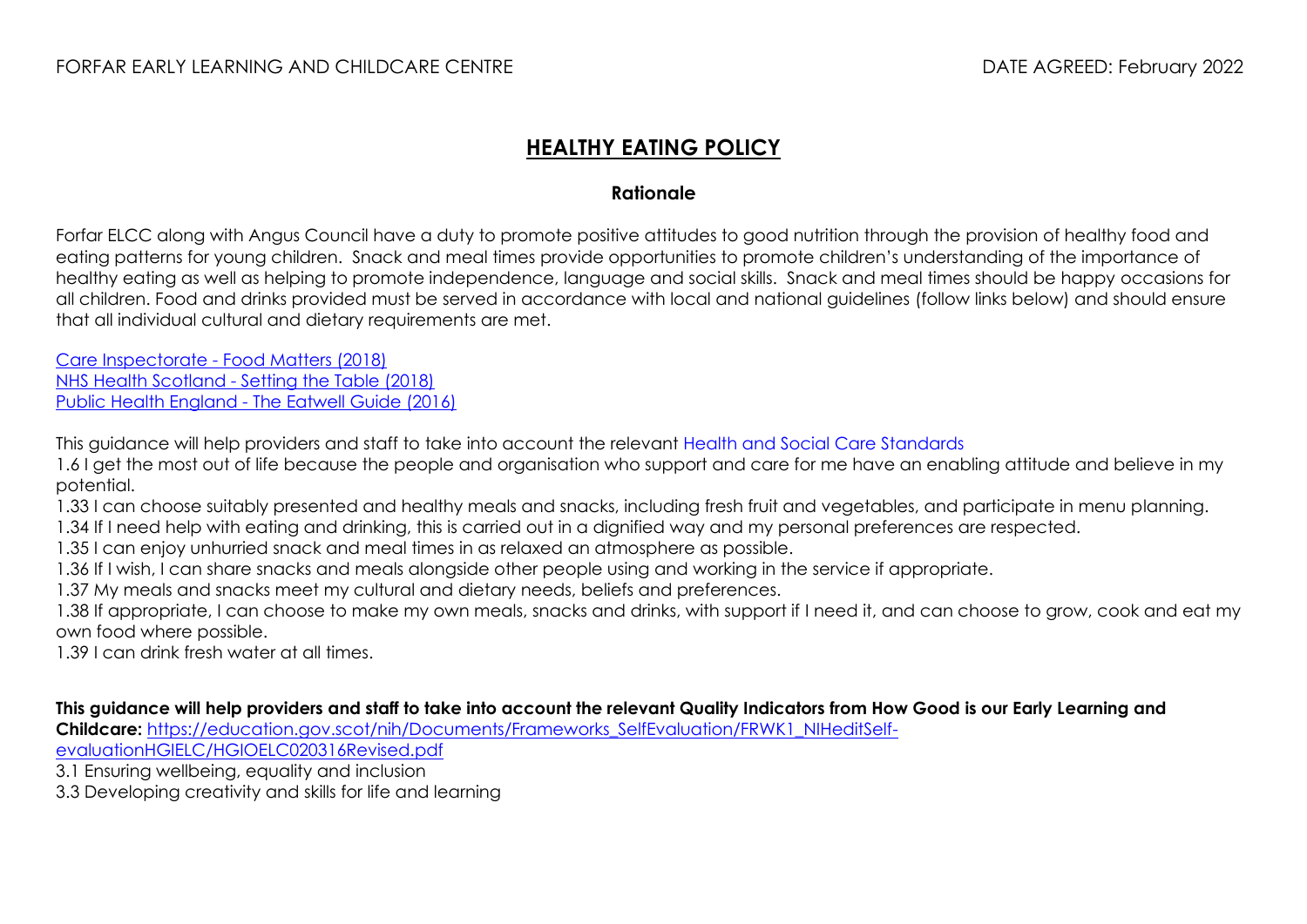FORFAR EARLY LEARNING AND CHILDCARE CENTRE DATE AGREED: February 2022

# HEALTHY EATING POLICY

## Rationale

Forfar ELCC along with Angus Council have a duty to promote positive attitudes to good nutrition through the provision of healthy food and eating patterns for young children. Snack and meal times provide opportunities to promote children's understanding of the importance of healthy eating as well as helping to promote independence, language and social skills. Snack and meal times should be happy occasions for all children. Food and drinks provided must be served in accordance with local and national guidelines (follow links below) and should ensure that all individual cultural and dietary requirements are met.

Care Inspectorate - Food Matters (2018)
NHS Health Scotland - Setting the Table (2018)
Public Health England - The Eatwell Guide (2016)

This guidance will help providers and staff to take into account the relevant Health and Social Care Standards

1.6 I get the most out of life because the people and organisation who support and care for me have an enabling attitude and believe in my potential.

1.33 I can choose suitably presented and healthy meals and snacks, including fresh fruit and vegetables, and participate in menu planning.

1.34 If I need help with eating and drinking, this is carried out in a dignified way and my personal preferences are respected.

1.35 I can enjoy unhurried snack and meal times in as relaxed an atmosphere as possible.

1.36 If I wish, I can share snacks and meals alongside other people using and working in the service if appropriate.

1.37 My meals and snacks meet my cultural and dietary needs, beliefs and preferences.

1.38 If appropriate, I can choose to make my own meals, snacks and drinks, with support if I need it, and can choose to grow, cook and eat my own food where possible.

1.39 I can drink fresh water at all times.

**This guidance will help providers and staff to take into account the relevant Quality Indicators from How Good is our Early Learning and Childcare:** https://education.gov.scot/nih/Documents/Frameworks_SelfEvaluation/FRWK1_NIHeditSelf-evaluationHGIELC/HGIOELC020316Revised.pdf

3.1 Ensuring wellbeing, equality and inclusion

3.3 Developing creativity and skills for life and learning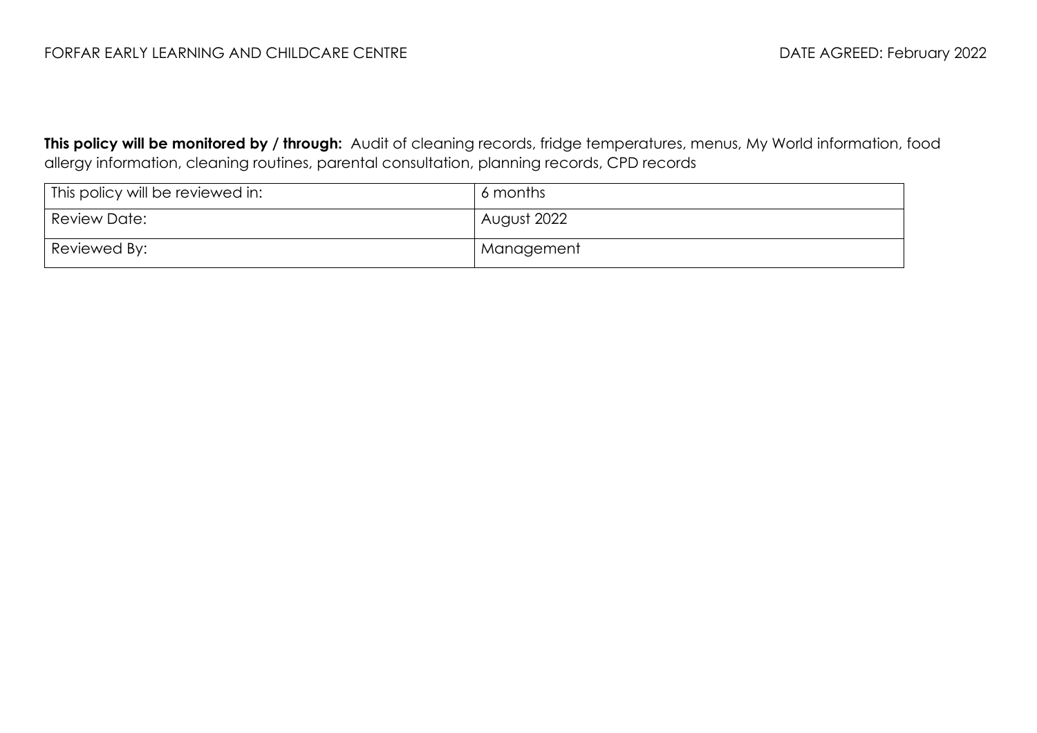**This policy will be monitored by / through:** Audit of cleaning records, fridge temperatures, menus, My World information, food allergy information, cleaning routines, parental consultation, planning records, CPD records

| This policy will be reviewed in: | 6 months |
|---|---|
| Review Date: | August 2022 |
| Reviewed By: | Management |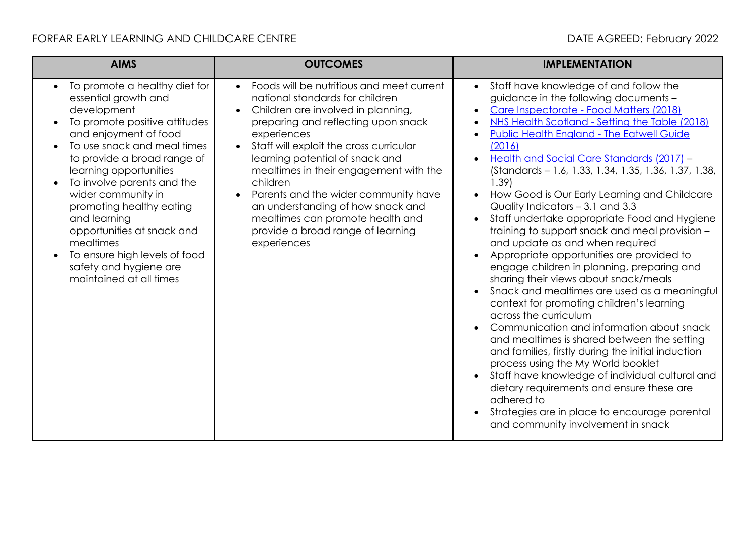| AIMS | OUTCOMES | IMPLEMENTATION |
| --- | --- | --- |
| • To promote a healthy diet for essential growth and development<br>• To promote positive attitudes and enjoyment of food<br>• To use snack and meal times to provide a broad range of learning opportunities<br>• To involve parents and the wider community in promoting healthy eating and learning opportunities at snack and mealtimes<br>• To ensure high levels of food safety and hygiene are maintained at all times | • Foods will be nutritious and meet current national standards for children<br>• Children are involved in planning, preparing and reflecting upon snack experiences<br>• Staff will exploit the cross curricular learning potential of snack and mealtimes in their engagement with the children<br>• Parents and the wider community have an understanding of how snack and mealtimes can promote health and provide a broad range of learning experiences | • Staff have knowledge of and follow the guidance in the following documents –<br>• Care Inspectorate - Food Matters (2018)<br>• NHS Health Scotland - Setting the Table (2018)<br>• Public Health England - The Eatwell Guide (2016)<br>• Health and Social Care Standards (2017) – (Standards – 1.6, 1.33, 1.34, 1.35, 1.36, 1.37, 1.38, 1.39)<br>• How Good is Our Early Learning and Childcare Quality Indicators – 3.1 and 3.3<br>• Staff undertake appropriate Food and Hygiene training to support snack and meal provision – and update as and when required<br>• Appropriate opportunities are provided to engage children in planning, preparing and sharing their views about snack/meals<br>• Snack and mealtimes are used as a meaningful context for promoting children's learning across the curriculum<br>• Communication and information about snack and mealtimes is shared between the setting and families, firstly during the initial induction process using the My World booklet<br>• Staff have knowledge of individual cultural and dietary requirements and ensure these are adhered to<br>• Strategies are in place to encourage parental and community involvement in snack |